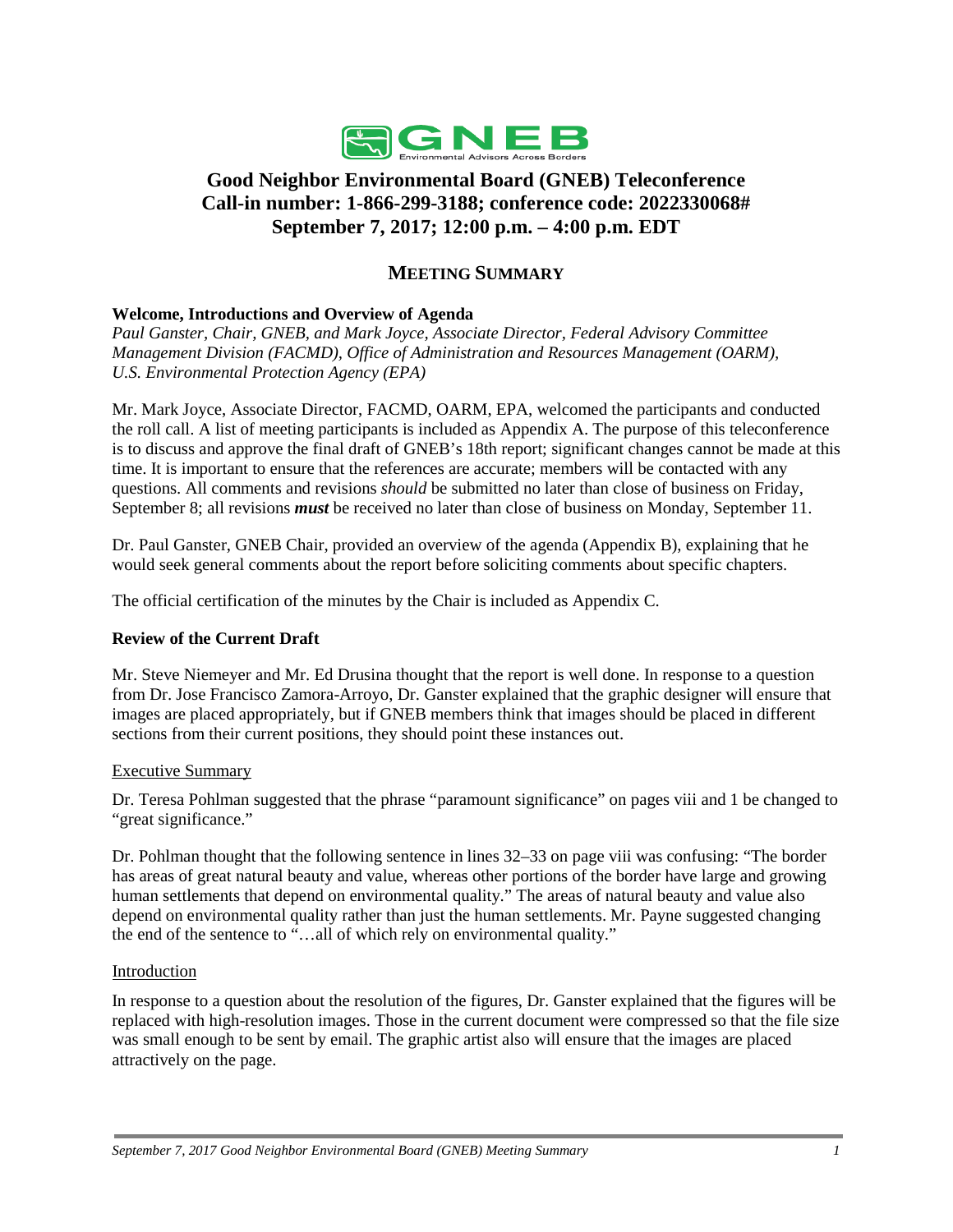# Good Neighbor Environmental Board (GNEB) Teleconference
# Call-in number: 1-866-299-3188; conference code: 2022330068#
# September 7, 2017; 12:00 p.m. – 4:00 p.m. EDT

## MEETING SUMMARY

### Welcome, Introductions and Overview of Agenda

*Paul Ganster, Chair, GNEB, and Mark Joyce, Associate Director, Federal Advisory Committee Management Division (FACMD), Office of Administration and Resources Management (OARM), U.S. Environmental Protection Agency (EPA)*

Mr. Mark Joyce, Associate Director, FACMD, OARM, EPA, welcomed the participants and conducted the roll call. A list of meeting participants is included as Appendix A. The purpose of this teleconference is to discuss and approve the final draft of GNEB's 18th report; significant changes cannot be made at this time. It is important to ensure that the references are accurate; members will be contacted with any questions. All comments and revisions *should* be submitted no later than close of business on Friday, September 8; all revisions ***must*** be received no later than close of business on Monday, September 11.

Dr. Paul Ganster, GNEB Chair, provided an overview of the agenda (Appendix B), explaining that he would seek general comments about the report before soliciting comments about specific chapters.

The official certification of the minutes by the Chair is included as Appendix C.

### Review of the Current Draft

Mr. Steve Niemeyer and Mr. Ed Drusina thought that the report is well done. In response to a question from Dr. Jose Francisco Zamora-Arroyo, Dr. Ganster explained that the graphic designer will ensure that images are placed appropriately, but if GNEB members think that images should be placed in different sections from their current positions, they should point these instances out.

#### Executive Summary

Dr. Teresa Pohlman suggested that the phrase "paramount significance" on pages viii and 1 be changed to "great significance."

Dr. Pohlman thought that the following sentence in lines 32–33 on page viii was confusing: "The border has areas of great natural beauty and value, whereas other portions of the border have large and growing human settlements that depend on environmental quality." The areas of natural beauty and value also depend on environmental quality rather than just the human settlements. Mr. Payne suggested changing the end of the sentence to "…all of which rely on environmental quality."

#### Introduction

In response to a question about the resolution of the figures, Dr. Ganster explained that the figures will be replaced with high-resolution images. Those in the current document were compressed so that the file size was small enough to be sent by email. The graphic artist also will ensure that the images are placed attractively on the page.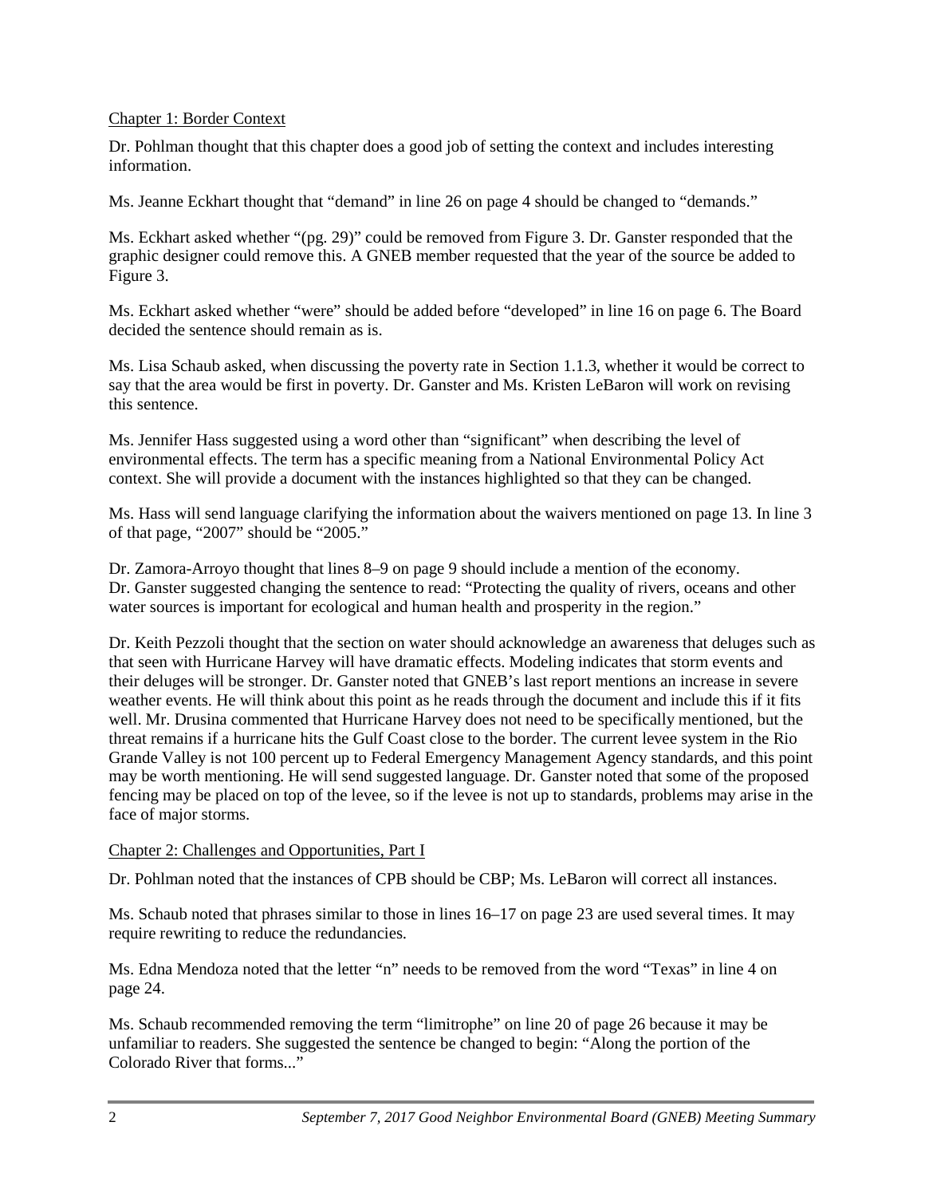Chapter 1: Border Context

Dr. Pohlman thought that this chapter does a good job of setting the context and includes interesting information.

Ms. Jeanne Eckhart thought that "demand" in line 26 on page 4 should be changed to "demands."

Ms. Eckhart asked whether "(pg. 29)" could be removed from Figure 3. Dr. Ganster responded that the graphic designer could remove this. A GNEB member requested that the year of the source be added to Figure 3.

Ms. Eckhart asked whether "were" should be added before "developed" in line 16 on page 6. The Board decided the sentence should remain as is.

Ms. Lisa Schaub asked, when discussing the poverty rate in Section 1.1.3, whether it would be correct to say that the area would be first in poverty. Dr. Ganster and Ms. Kristen LeBaron will work on revising this sentence.

Ms. Jennifer Hass suggested using a word other than "significant" when describing the level of environmental effects. The term has a specific meaning from a National Environmental Policy Act context. She will provide a document with the instances highlighted so that they can be changed.

Ms. Hass will send language clarifying the information about the waivers mentioned on page 13. In line 3 of that page, "2007" should be "2005."

Dr. Zamora-Arroyo thought that lines 8–9 on page 9 should include a mention of the economy. Dr. Ganster suggested changing the sentence to read: "Protecting the quality of rivers, oceans and other water sources is important for ecological and human health and prosperity in the region."

Dr. Keith Pezzoli thought that the section on water should acknowledge an awareness that deluges such as that seen with Hurricane Harvey will have dramatic effects. Modeling indicates that storm events and their deluges will be stronger. Dr. Ganster noted that GNEB's last report mentions an increase in severe weather events. He will think about this point as he reads through the document and include this if it fits well. Mr. Drusina commented that Hurricane Harvey does not need to be specifically mentioned, but the threat remains if a hurricane hits the Gulf Coast close to the border. The current levee system in the Rio Grande Valley is not 100 percent up to Federal Emergency Management Agency standards, and this point may be worth mentioning. He will send suggested language. Dr. Ganster noted that some of the proposed fencing may be placed on top of the levee, so if the levee is not up to standards, problems may arise in the face of major storms.

Chapter 2: Challenges and Opportunities, Part I

Dr. Pohlman noted that the instances of CPB should be CBP; Ms. LeBaron will correct all instances.

Ms. Schaub noted that phrases similar to those in lines 16–17 on page 23 are used several times. It may require rewriting to reduce the redundancies.

Ms. Edna Mendoza noted that the letter "n" needs to be removed from the word "Texas" in line 4 on page 24.

Ms. Schaub recommended removing the term "limitrophe" on line 20 of page 26 because it may be unfamiliar to readers. She suggested the sentence be changed to begin: "Along the portion of the Colorado River that forms..."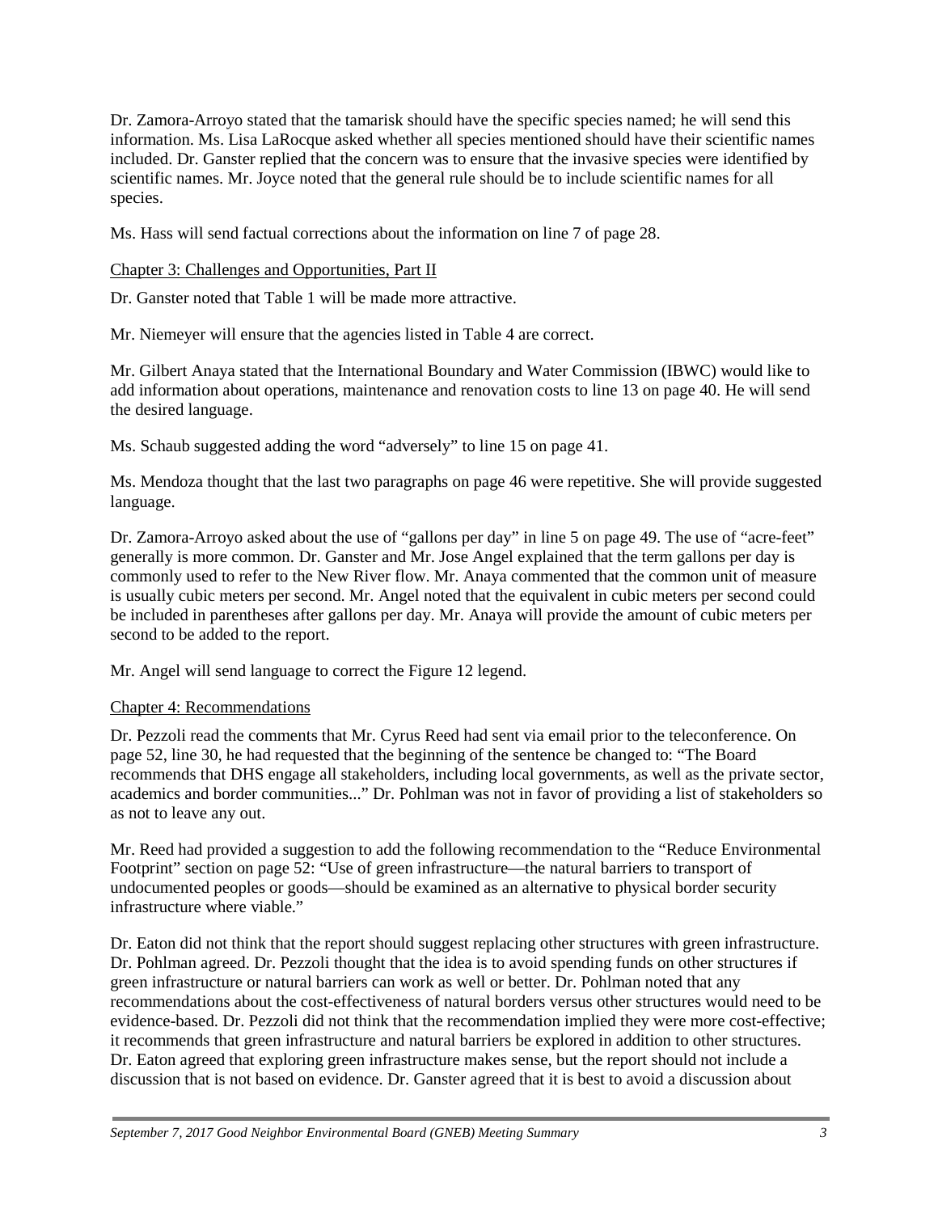Dr. Zamora-Arroyo stated that the tamarisk should have the specific species named; he will send this information. Ms. Lisa LaRocque asked whether all species mentioned should have their scientific names included. Dr. Ganster replied that the concern was to ensure that the invasive species were identified by scientific names. Mr. Joyce noted that the general rule should be to include scientific names for all species.

Ms. Hass will send factual corrections about the information on line 7 of page 28.

Chapter 3: Challenges and Opportunities, Part II

Dr. Ganster noted that Table 1 will be made more attractive.

Mr. Niemeyer will ensure that the agencies listed in Table 4 are correct.

Mr. Gilbert Anaya stated that the International Boundary and Water Commission (IBWC) would like to add information about operations, maintenance and renovation costs to line 13 on page 40. He will send the desired language.

Ms. Schaub suggested adding the word "adversely" to line 15 on page 41.

Ms. Mendoza thought that the last two paragraphs on page 46 were repetitive. She will provide suggested language.

Dr. Zamora-Arroyo asked about the use of "gallons per day" in line 5 on page 49. The use of "acre-feet" generally is more common. Dr. Ganster and Mr. Jose Angel explained that the term gallons per day is commonly used to refer to the New River flow. Mr. Anaya commented that the common unit of measure is usually cubic meters per second. Mr. Angel noted that the equivalent in cubic meters per second could be included in parentheses after gallons per day. Mr. Anaya will provide the amount of cubic meters per second to be added to the report.

Mr. Angel will send language to correct the Figure 12 legend.

Chapter 4: Recommendations

Dr. Pezzoli read the comments that Mr. Cyrus Reed had sent via email prior to the teleconference. On page 52, line 30, he had requested that the beginning of the sentence be changed to: "The Board recommends that DHS engage all stakeholders, including local governments, as well as the private sector, academics and border communities..." Dr. Pohlman was not in favor of providing a list of stakeholders so as not to leave any out.

Mr. Reed had provided a suggestion to add the following recommendation to the "Reduce Environmental Footprint" section on page 52: "Use of green infrastructure—the natural barriers to transport of undocumented peoples or goods—should be examined as an alternative to physical border security infrastructure where viable."

Dr. Eaton did not think that the report should suggest replacing other structures with green infrastructure. Dr. Pohlman agreed. Dr. Pezzoli thought that the idea is to avoid spending funds on other structures if green infrastructure or natural barriers can work as well or better. Dr. Pohlman noted that any recommendations about the cost-effectiveness of natural borders versus other structures would need to be evidence-based. Dr. Pezzoli did not think that the recommendation implied they were more cost-effective; it recommends that green infrastructure and natural barriers be explored in addition to other structures. Dr. Eaton agreed that exploring green infrastructure makes sense, but the report should not include a discussion that is not based on evidence. Dr. Ganster agreed that it is best to avoid a discussion about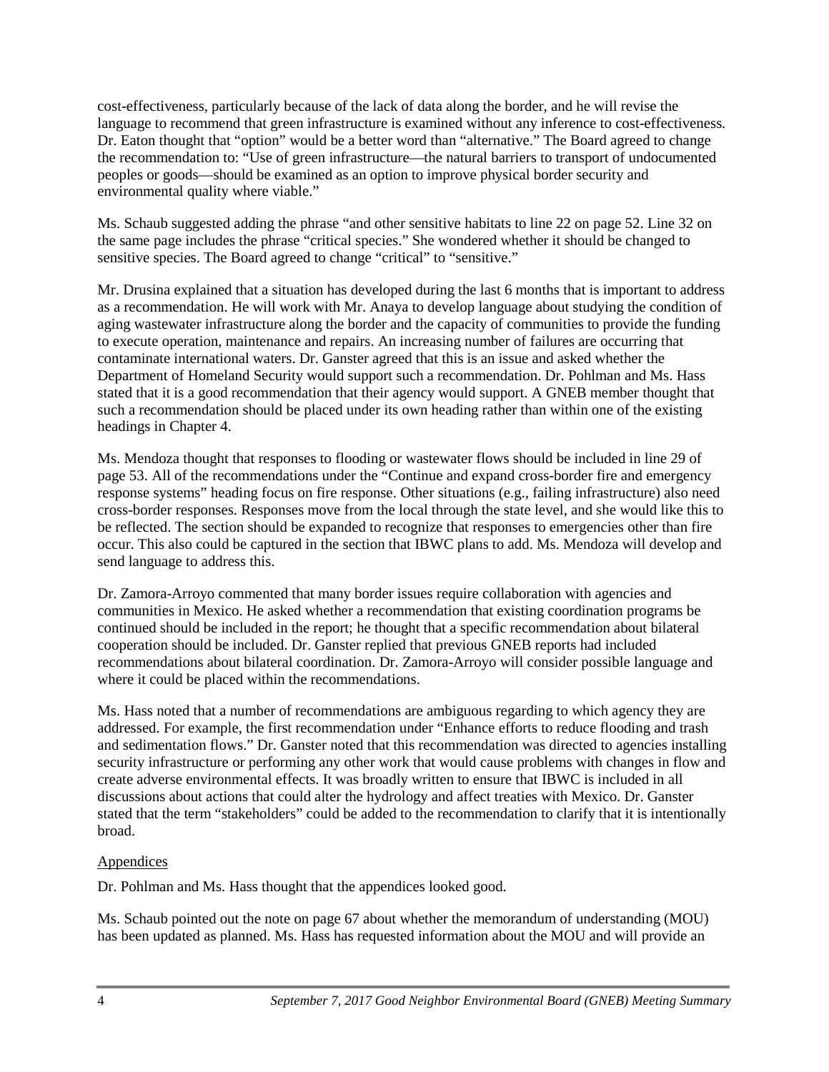cost-effectiveness, particularly because of the lack of data along the border, and he will revise the language to recommend that green infrastructure is examined without any inference to cost-effectiveness. Dr. Eaton thought that "option" would be a better word than "alternative." The Board agreed to change the recommendation to: "Use of green infrastructure—the natural barriers to transport of undocumented peoples or goods—should be examined as an option to improve physical border security and environmental quality where viable."

Ms. Schaub suggested adding the phrase "and other sensitive habitats to line 22 on page 52. Line 32 on the same page includes the phrase "critical species." She wondered whether it should be changed to sensitive species. The Board agreed to change "critical" to "sensitive."

Mr. Drusina explained that a situation has developed during the last 6 months that is important to address as a recommendation. He will work with Mr. Anaya to develop language about studying the condition of aging wastewater infrastructure along the border and the capacity of communities to provide the funding to execute operation, maintenance and repairs. An increasing number of failures are occurring that contaminate international waters. Dr. Ganster agreed that this is an issue and asked whether the Department of Homeland Security would support such a recommendation. Dr. Pohlman and Ms. Hass stated that it is a good recommendation that their agency would support. A GNEB member thought that such a recommendation should be placed under its own heading rather than within one of the existing headings in Chapter 4.

Ms. Mendoza thought that responses to flooding or wastewater flows should be included in line 29 of page 53. All of the recommendations under the "Continue and expand cross-border fire and emergency response systems" heading focus on fire response. Other situations (e.g., failing infrastructure) also need cross-border responses. Responses move from the local through the state level, and she would like this to be reflected. The section should be expanded to recognize that responses to emergencies other than fire occur. This also could be captured in the section that IBWC plans to add. Ms. Mendoza will develop and send language to address this.

Dr. Zamora-Arroyo commented that many border issues require collaboration with agencies and communities in Mexico. He asked whether a recommendation that existing coordination programs be continued should be included in the report; he thought that a specific recommendation about bilateral cooperation should be included. Dr. Ganster replied that previous GNEB reports had included recommendations about bilateral coordination. Dr. Zamora-Arroyo will consider possible language and where it could be placed within the recommendations.

Ms. Hass noted that a number of recommendations are ambiguous regarding to which agency they are addressed. For example, the first recommendation under "Enhance efforts to reduce flooding and trash and sedimentation flows." Dr. Ganster noted that this recommendation was directed to agencies installing security infrastructure or performing any other work that would cause problems with changes in flow and create adverse environmental effects. It was broadly written to ensure that IBWC is included in all discussions about actions that could alter the hydrology and affect treaties with Mexico. Dr. Ganster stated that the term "stakeholders" could be added to the recommendation to clarify that it is intentionally broad.

Appendices

Dr. Pohlman and Ms. Hass thought that the appendices looked good.

Ms. Schaub pointed out the note on page 67 about whether the memorandum of understanding (MOU) has been updated as planned. Ms. Hass has requested information about the MOU and will provide an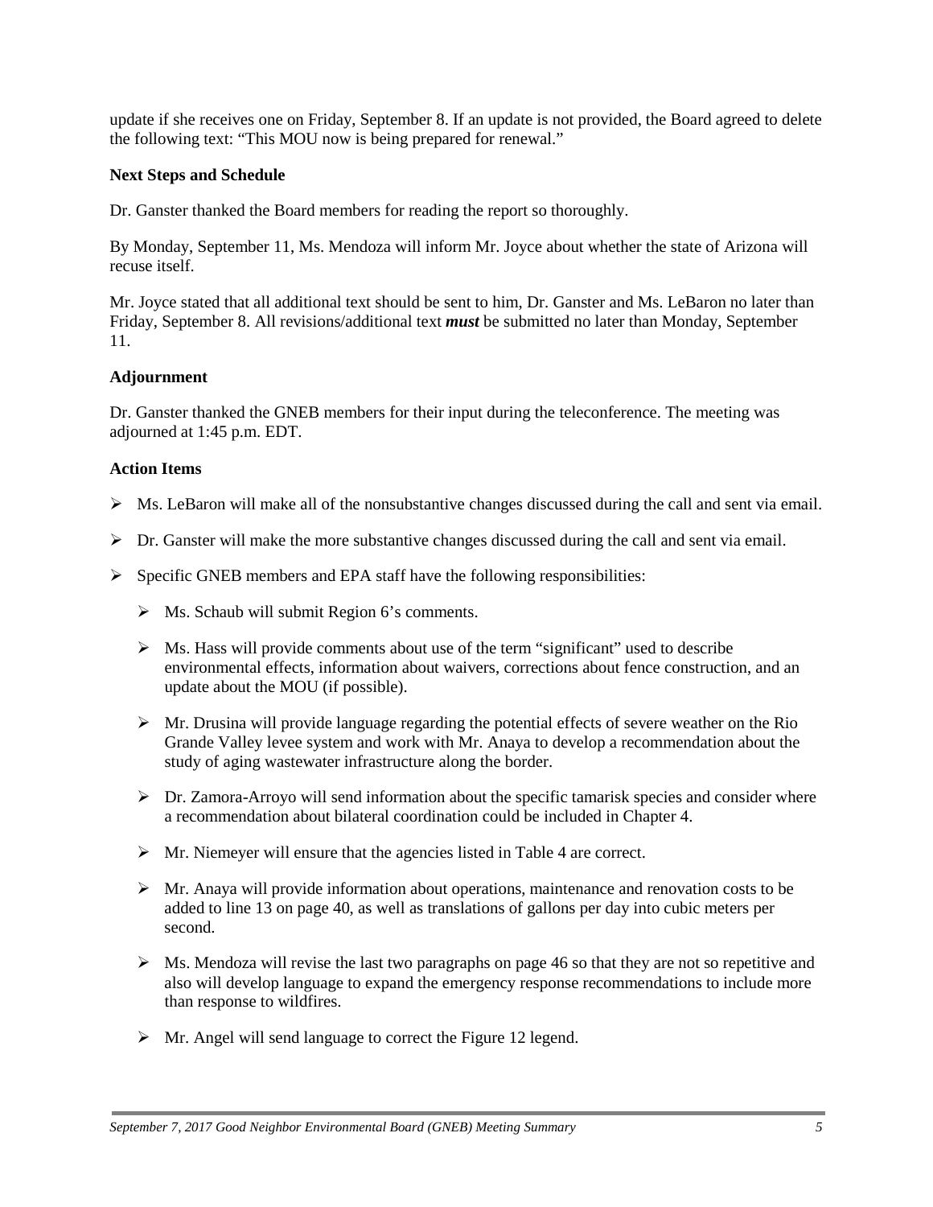update if she receives one on Friday, September 8. If an update is not provided, the Board agreed to delete the following text: "This MOU now is being prepared for renewal."

**Next Steps and Schedule**

Dr. Ganster thanked the Board members for reading the report so thoroughly.

By Monday, September 11, Ms. Mendoza will inform Mr. Joyce about whether the state of Arizona will recuse itself.

Mr. Joyce stated that all additional text should be sent to him, Dr. Ganster and Ms. LeBaron no later than Friday, September 8. All revisions/additional text ***must*** be submitted no later than Monday, September 11.

**Adjournment**

Dr. Ganster thanked the GNEB members for their input during the teleconference. The meeting was adjourned at 1:45 p.m. EDT.

**Action Items**

- Ms. LeBaron will make all of the nonsubstantive changes discussed during the call and sent via email.
- Dr. Ganster will make the more substantive changes discussed during the call and sent via email.
- Specific GNEB members and EPA staff have the following responsibilities:
  - Ms. Schaub will submit Region 6's comments.
  - Ms. Hass will provide comments about use of the term "significant" used to describe environmental effects, information about waivers, corrections about fence construction, and an update about the MOU (if possible).
  - Mr. Drusina will provide language regarding the potential effects of severe weather on the Rio Grande Valley levee system and work with Mr. Anaya to develop a recommendation about the study of aging wastewater infrastructure along the border.
  - Dr. Zamora-Arroyo will send information about the specific tamarisk species and consider where a recommendation about bilateral coordination could be included in Chapter 4.
  - Mr. Niemeyer will ensure that the agencies listed in Table 4 are correct.
  - Mr. Anaya will provide information about operations, maintenance and renovation costs to be added to line 13 on page 40, as well as translations of gallons per day into cubic meters per second.
  - Ms. Mendoza will revise the last two paragraphs on page 46 so that they are not so repetitive and also will develop language to expand the emergency response recommendations to include more than response to wildfires.
  - Mr. Angel will send language to correct the Figure 12 legend.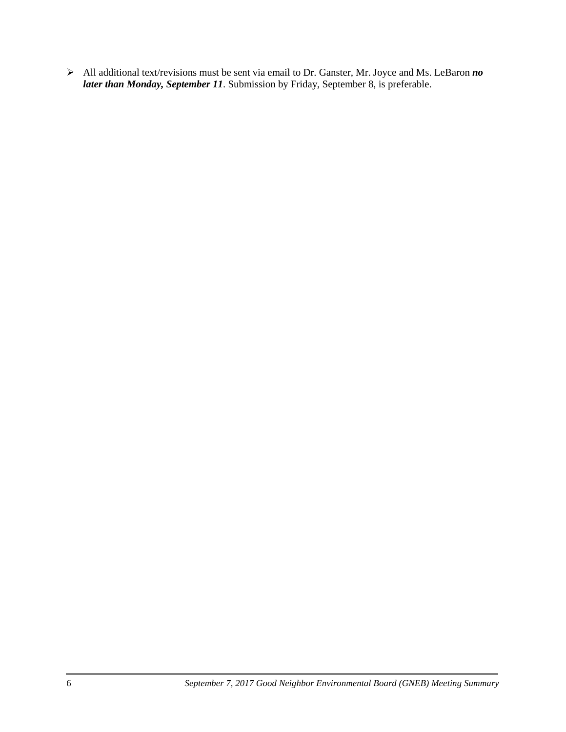- All additional text/revisions must be sent via email to Dr. Ganster, Mr. Joyce and Ms. LeBaron ***no later than Monday, September 11***. Submission by Friday, September 8, is preferable.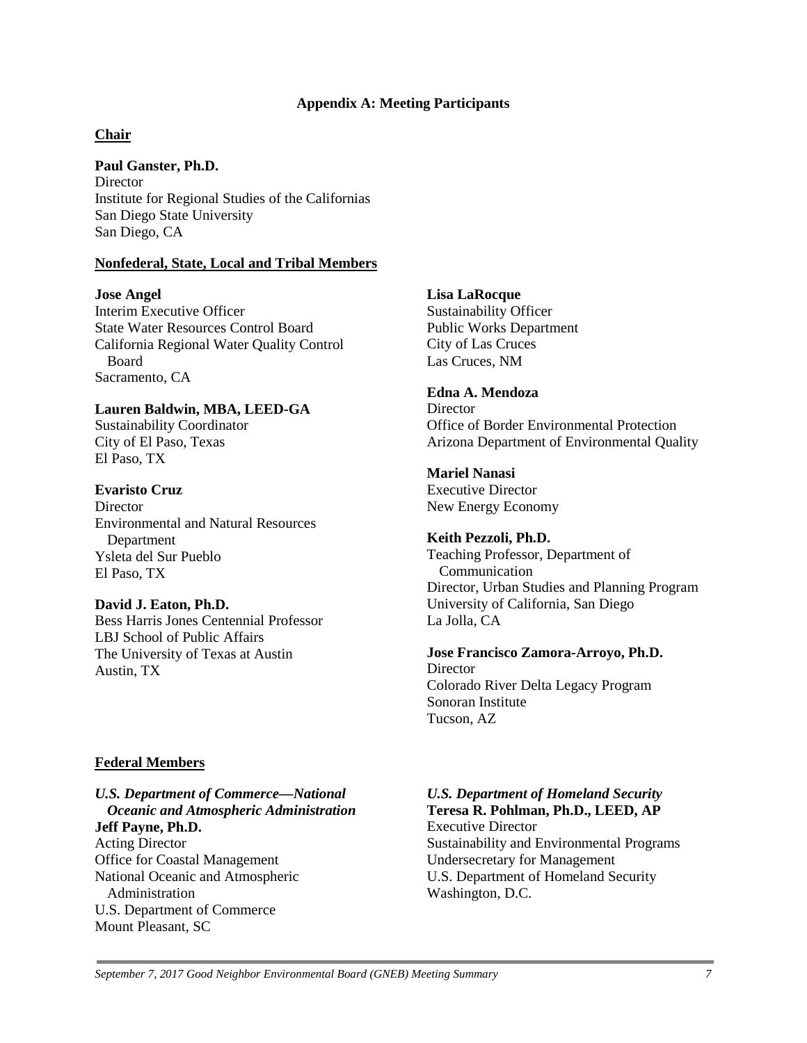## Appendix A: Meeting Participants

### Chair

**Paul Ganster, Ph.D.**
Director
Institute for Regional Studies of the Californias
San Diego State University
San Diego, CA

### Nonfederal, State, Local and Tribal Members

**Jose Angel**
Interim Executive Officer
State Water Resources Control Board
California Regional Water Quality Control Board
Sacramento, CA

**Lauren Baldwin, MBA, LEED-GA**
Sustainability Coordinator
City of El Paso, Texas
El Paso, TX

**Evaristo Cruz**
Director
Environmental and Natural Resources Department
Ysleta del Sur Pueblo
El Paso, TX

**David J. Eaton, Ph.D.**
Bess Harris Jones Centennial Professor
LBJ School of Public Affairs
The University of Texas at Austin
Austin, TX

**Lisa LaRocque**
Sustainability Officer
Public Works Department
City of Las Cruces
Las Cruces, NM

**Edna A. Mendoza**
Director
Office of Border Environmental Protection
Arizona Department of Environmental Quality

**Mariel Nanasi**
Executive Director
New Energy Economy

**Keith Pezzoli, Ph.D.**
Teaching Professor, Department of Communication
Director, Urban Studies and Planning Program
University of California, San Diego
La Jolla, CA

**Jose Francisco Zamora-Arroyo, Ph.D.**
Director
Colorado River Delta Legacy Program
Sonoran Institute
Tucson, AZ

### Federal Members

***U.S. Department of Commerce—National Oceanic and Atmospheric Administration***
**Jeff Payne, Ph.D.**
Acting Director
Office for Coastal Management
National Oceanic and Atmospheric Administration
U.S. Department of Commerce
Mount Pleasant, SC

***U.S. Department of Homeland Security***
**Teresa R. Pohlman, Ph.D., LEED, AP**
Executive Director
Sustainability and Environmental Programs
Undersecretary for Management
U.S. Department of Homeland Security
Washington, D.C.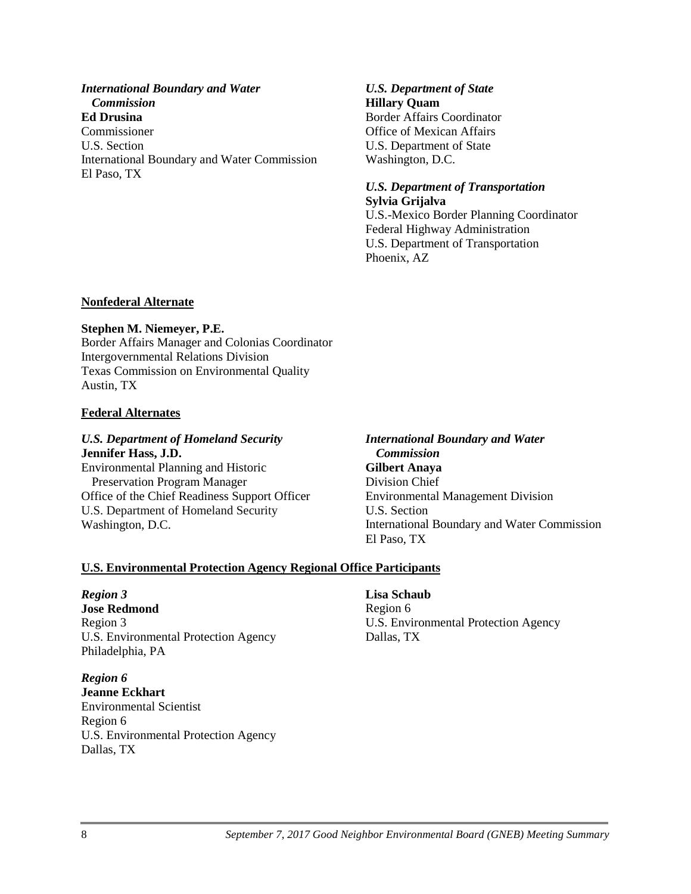***International Boundary and Water Commission***
**Ed Drusina**
Commissioner
U.S. Section
International Boundary and Water Commission
El Paso, TX

***U.S. Department of State***
**Hillary Quam**
Border Affairs Coordinator
Office of Mexican Affairs
U.S. Department of State
Washington, D.C.

***U.S. Department of Transportation***
**Sylvia Grijalva**
U.S.-Mexico Border Planning Coordinator
Federal Highway Administration
U.S. Department of Transportation
Phoenix, AZ

**Nonfederal Alternate**

**Stephen M. Niemeyer, P.E.**
Border Affairs Manager and Colonias Coordinator
Intergovernmental Relations Division
Texas Commission on Environmental Quality
Austin, TX

**Federal Alternates**

***U.S. Department of Homeland Security***
**Jennifer Hass, J.D.**
Environmental Planning and Historic Preservation Program Manager
Office of the Chief Readiness Support Officer
U.S. Department of Homeland Security
Washington, D.C.

***International Boundary and Water Commission***
**Gilbert Anaya**
Division Chief
Environmental Management Division
U.S. Section
International Boundary and Water Commission
El Paso, TX

**U.S. Environmental Protection Agency Regional Office Participants**

***Region 3***
**Jose Redmond**
Region 3
U.S. Environmental Protection Agency
Philadelphia, PA

***Region 6***
**Jeanne Eckhart**
Environmental Scientist
Region 6
U.S. Environmental Protection Agency
Dallas, TX

**Lisa Schaub**
Region 6
U.S. Environmental Protection Agency
Dallas, TX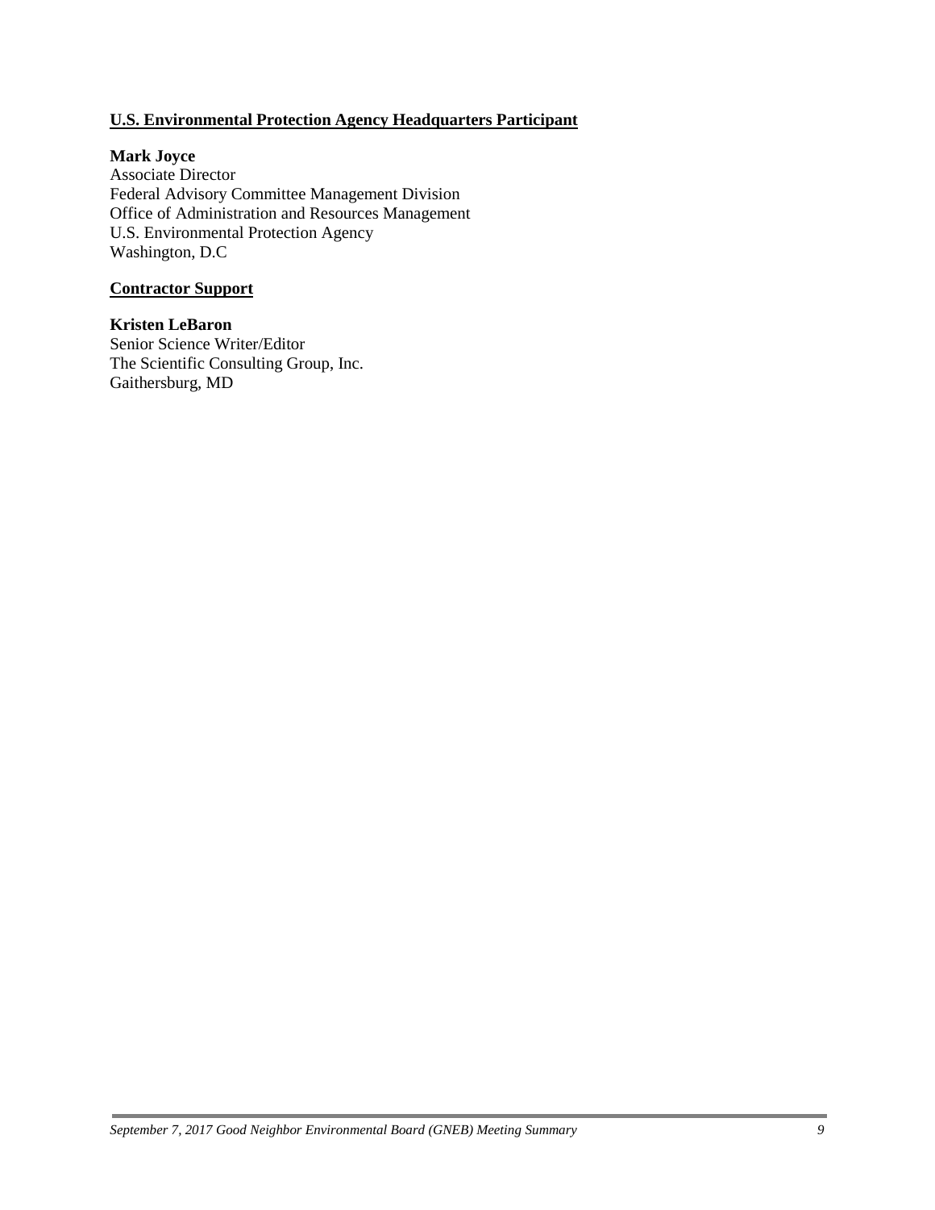**U.S. Environmental Protection Agency Headquarters Participant**

**Mark Joyce**
Associate Director
Federal Advisory Committee Management Division
Office of Administration and Resources Management
U.S. Environmental Protection Agency
Washington, D.C

**Contractor Support**

**Kristen LeBaron**
Senior Science Writer/Editor
The Scientific Consulting Group, Inc.
Gaithersburg, MD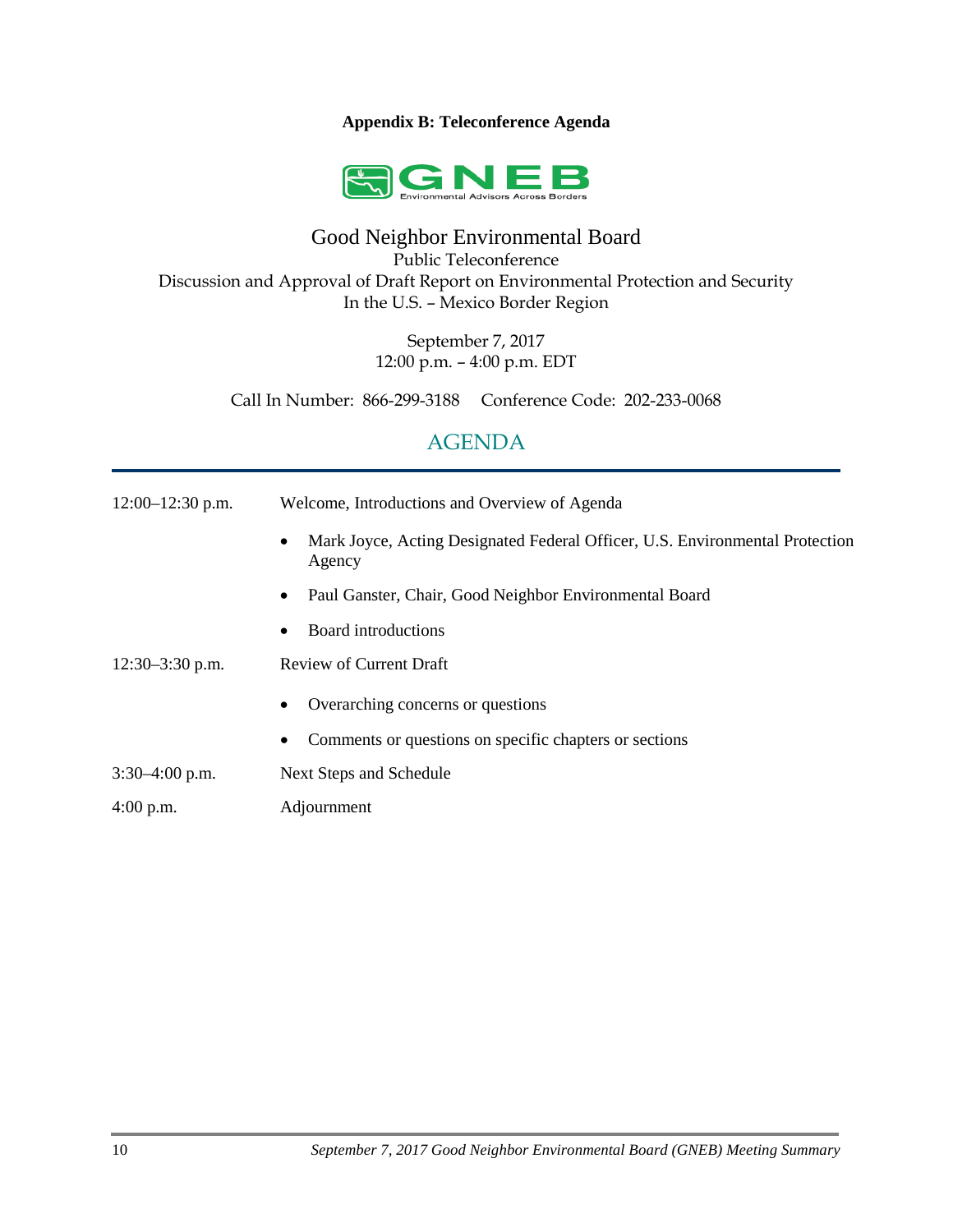# Appendix B: Teleconference Agenda

GNEB
Environmental Advisors Across Borders

## Good Neighbor Environmental Board

Public Teleconference
Discussion and Approval of Draft Report on Environmental Protection and Security
In the U.S. – Mexico Border Region

September 7, 2017
12:00 p.m. – 4:00 p.m. EDT

Call In Number: 866-299-3188  Conference Code: 202-233-0068

## AGENDA

**12:00–12:30 p.m.** Welcome, Introductions and Overview of Agenda

- Mark Joyce, Acting Designated Federal Officer, U.S. Environmental Protection Agency
- Paul Ganster, Chair, Good Neighbor Environmental Board
- Board introductions

**12:30–3:30 p.m.** Review of Current Draft

- Overarching concerns or questions
- Comments or questions on specific chapters or sections

**3:30–4:00 p.m.** Next Steps and Schedule

**4:00 p.m.** Adjournment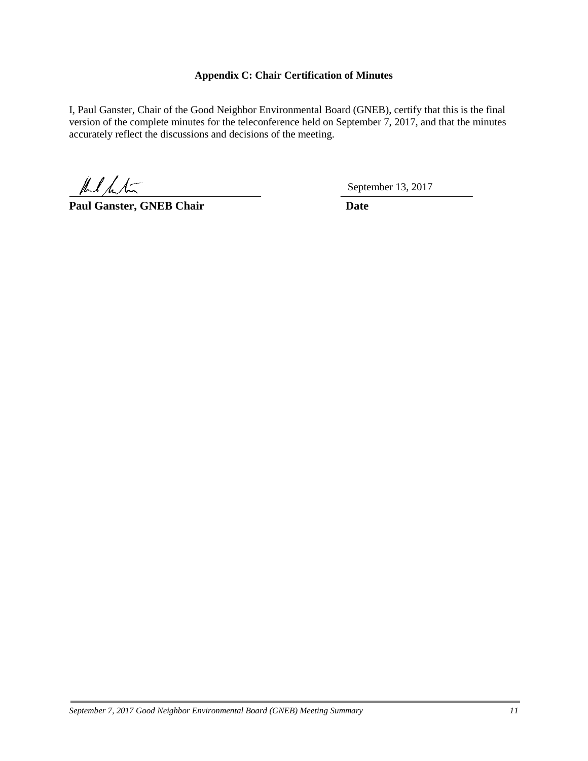## Appendix C: Chair Certification of Minutes

I, Paul Ganster, Chair of the Good Neighbor Environmental Board (GNEB), certify that this is the final version of the complete minutes for the teleconference held on September 7, 2017, and that the minutes accurately reflect the discussions and decisions of the meeting.

| | |
|---|---|
| ______________________________ | September 13, 2017 |
| **Paul Ganster, GNEB Chair** | **Date** |